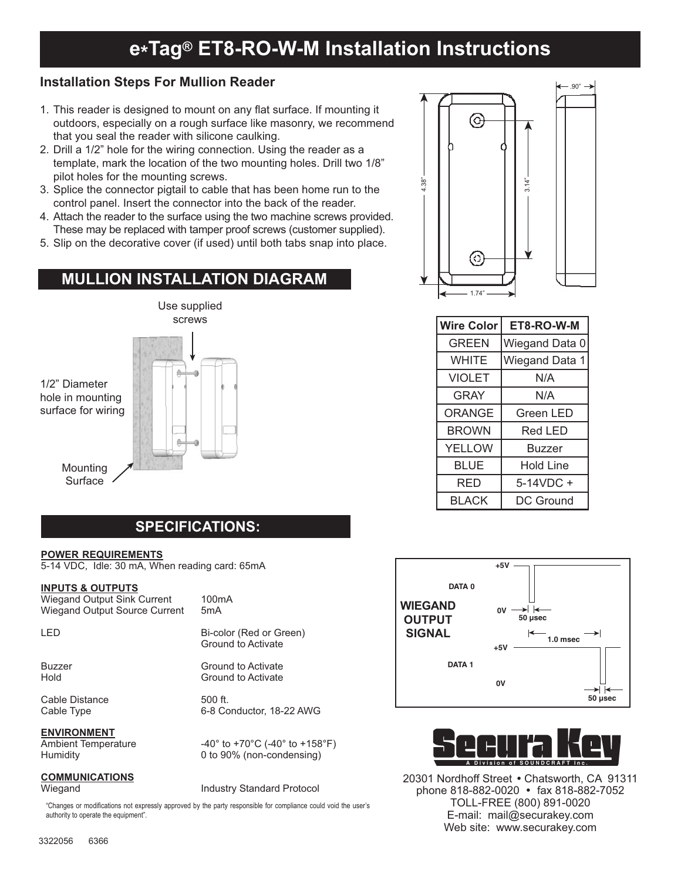# e*Tag® ET8-RO-W-M Installation Instructions

### Installation Steps For Mullion Reader

1. This reader is designed to mount on any flat surface. If mounting it outdoors, especially on a rough surface like masonry, we recommend that you seal the reader with silicone caulking.
2. Drill a 1/2" hole for the wiring connection. Using the reader as a template, mark the location of the two mounting holes. Drill two 1/8" pilot holes for the mounting screws.
3. Splice the connector pigtail to cable that has been home run to the control panel. Insert the connector into the back of the reader.
4. Attach the reader to the surface using the two machine screws provided. These may be replaced with tamper proof screws (customer supplied).
5. Slip on the decorative cover (if used) until both tabs snap into place.

## MULLION INSTALLATION DIAGRAM

Use supplied screws

1/2" Diameter hole in mounting surface for wiring

Mounting Surface

.90"

4.38"

3.14"

1.74"

| Wire Color | ET8-RO-W-M |
|---|---|
| GREEN | Wiegand Data 0 |
| WHITE | Wiegand Data 1 |
| VIOLET | N/A |
| GRAY | N/A |
| ORANGE | Green LED |
| BROWN | Red LED |
| YELLOW | Buzzer |
| BLUE | Hold Line |
| RED | 5-14VDC + |
| BLACK | DC Ground |

## SPECIFICATIONS:

**POWER REQUIREMENTS**
5-14 VDC, Idle: 30 mA, When reading card: 65mA

**INPUTS & OUTPUTS**

| | |
|---|---|
| Wiegand Output Sink Current | 100mA |
| Wiegand Output Source Current | 5mA |
| LED | Bi-color (Red or Green) Ground to Activate |
| Buzzer | Ground to Activate |
| Hold | Ground to Activate |
| Cable Distance | 500 ft. |
| Cable Type | 6-8 Conductor, 18-22 AWG |

**ENVIRONMENT**

| | |
|---|---|
| Ambient Temperature | -40° to +70°C (-40° to +158°F) |
| Humidity | 0 to 90% (non-condensing) |

**COMMUNICATIONS**

| | |
|---|---|
| Wiegand | Industry Standard Protocol |

"Changes or modifications not expressly approved by the party responsible for compliance could void the user's authority to operate the equipment".

**WIEGAND OUTPUT SIGNAL**

DATA 0: +5V, 0V, 50 µsec

1.0 msec

DATA 1: +5V, 0V, 50 µsec

Secura Key
A Division of SOUNDCRAFT Inc.

20301 Nordhoff Street • Chatsworth, CA 91311
phone 818-882-0020 • fax 818-882-7052
TOLL-FREE (800) 891-0020
E-mail: mail@securakey.com
Web site: www.securakey.com

3322056 6366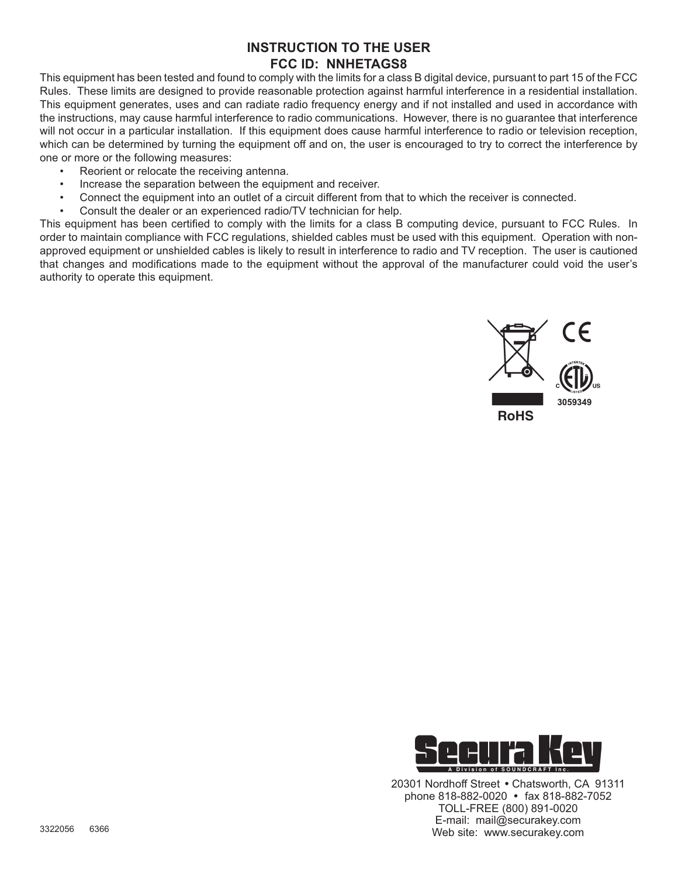## INSTRUCTION TO THE USER
## FCC ID: NNHETAGS8

This equipment has been tested and found to comply with the limits for a class B digital device, pursuant to part 15 of the FCC Rules. These limits are designed to provide reasonable protection against harmful interference in a residential installation. This equipment generates, uses and can radiate radio frequency energy and if not installed and used in accordance with the instructions, may cause harmful interference to radio communications. However, there is no guarantee that interference will not occur in a particular installation. If this equipment does cause harmful interference to radio or television reception, which can be determined by turning the equipment off and on, the user is encouraged to try to correct the interference by one or more or the following measures:

- Reorient or relocate the receiving antenna.
- Increase the separation between the equipment and receiver.
- Connect the equipment into an outlet of a circuit different from that to which the receiver is connected.
- Consult the dealer or an experienced radio/TV technician for help.

This equipment has been certified to comply with the limits for a class B computing device, pursuant to FCC Rules. In order to maintain compliance with FCC regulations, shielded cables must be used with this equipment. Operation with non-approved equipment or unshielded cables is likely to result in interference to radio and TV reception. The user is cautioned that changes and modifications made to the equipment without the approval of the manufacturer could void the user's authority to operate this equipment.

RoHS

3059349

Secura Key
A Division of SOUNDCRAFT Inc.

20301 Nordhoff Street • Chatsworth, CA 91311
phone 818-882-0020 • fax 818-882-7052
TOLL-FREE (800) 891-0020
E-mail: mail@securakey.com
Web site: www.securakey.com

3322056 6366